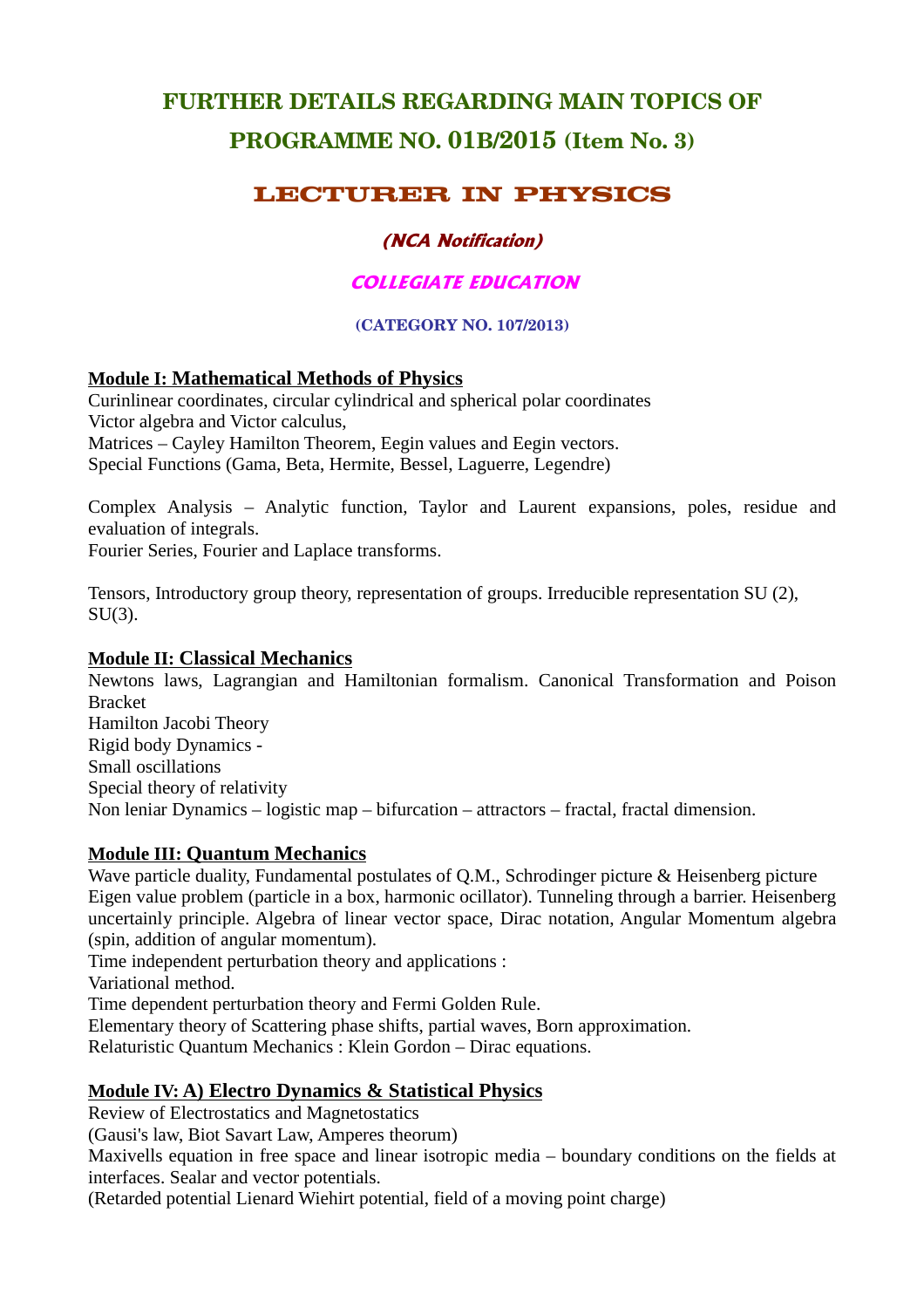# FURTHER DETAILS REGARDING MAIN TOPICS OF PROGRAMME NO. 01B/2015 (Item No. 3)

## LECTURER IN PHYSICS

### *(NCA Notification)*

### *COLLEGIATE EDUCATION*

**(CATEGORY NO. 107/2013)**

**Module I: Mathematical Methods of Physics**

Curinlinear coordinates, circular cylindrical and spherical polar coordinates
Victor algebra and Victor calculus,
Matrices – Cayley Hamilton Theorem, Eegin values and Eegin vectors.
Special Functions (Gama, Beta, Hermite, Bessel, Laguerre, Legendre)

Complex Analysis – Analytic function, Taylor and Laurent expansions, poles, residue and evaluation of integrals.
Fourier Series, Fourier and Laplace transforms.

Tensors, Introductory group theory, representation of groups. Irreducible representation SU (2), SU(3).

**Module II: Classical Mechanics**

Newtons laws, Lagrangian and Hamiltonian formalism. Canonical Transformation and Poison Bracket
Hamilton Jacobi Theory
Rigid body Dynamics -
Small oscillations
Special theory of relativity
Non leniar Dynamics – logistic map – bifurcation – attractors – fractal, fractal dimension.

**Module III: Quantum Mechanics**

Wave particle duality, Fundamental postulates of Q.M., Schrodinger picture & Heisenberg picture
Eigen value problem (particle in a box, harmonic ocillator). Tunneling through a barrier. Heisenberg uncertainly principle. Algebra of linear vector space, Dirac notation, Angular Momentum algebra (spin, addition of angular momentum).
Time independent perturbation theory and applications :
Variational method.
Time dependent perturbation theory and Fermi Golden Rule.
Elementary theory of Scattering phase shifts, partial waves, Born approximation.
Relaturistic Quantum Mechanics : Klein Gordon – Dirac equations.

**Module IV: A) Electro Dynamics & Statistical Physics**

Review of Electrostatics and Magnetostatics
(Gausi's law, Biot Savart Law, Amperes theorum)
Maxivells equation in free space and linear isotropic media – boundary conditions on the fields at interfaces. Sealar and vector potentials.
(Retarded potential Lienard Wiehirt potential, field of a moving point charge)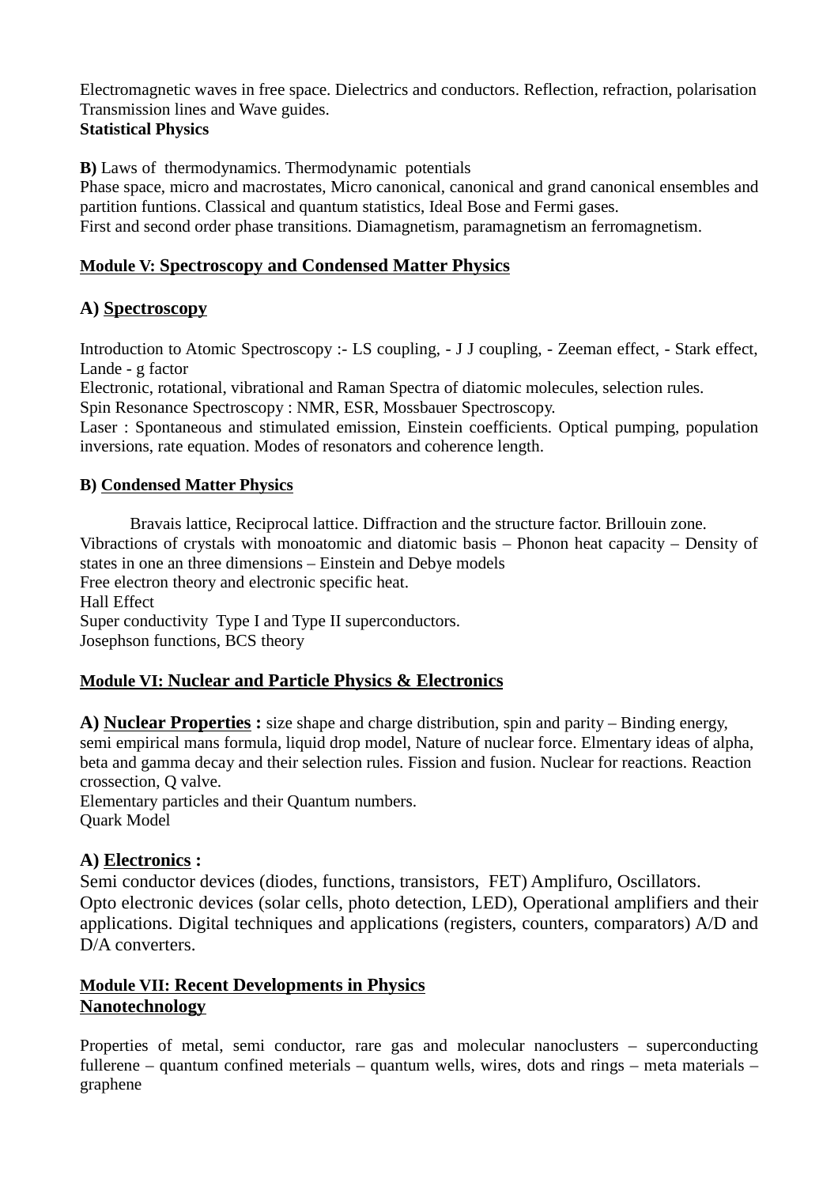Electromagnetic waves in free space. Dielectrics and conductors. Reflection, refraction, polarisation Transmission lines and Wave guides.

**Statistical Physics**

**B)** Laws of thermodynamics. Thermodynamic potentials

Phase space, micro and macrostates, Micro canonical, canonical and grand canonical ensembles and partition funtions. Classical and quantum statistics, Ideal Bose and Fermi gases.

First and second order phase transitions. Diamagnetism, paramagnetism an ferromagnetism.

## Module V: Spectroscopy and Condensed Matter Physics

### A) Spectroscopy

Introduction to Atomic Spectroscopy :- LS coupling, - J J coupling, - Zeeman effect, - Stark effect, Lande - g factor

Electronic, rotational, vibrational and Raman Spectra of diatomic molecules, selection rules.

Spin Resonance Spectroscopy : NMR, ESR, Mossbauer Spectroscopy.

Laser : Spontaneous and stimulated emission, Einstein coefficients. Optical pumping, population inversions, rate equation. Modes of resonators and coherence length.

### B) Condensed Matter Physics

Bravais lattice, Reciprocal lattice. Diffraction and the structure factor. Brillouin zone.

Vibractions of crystals with monoatomic and diatomic basis – Phonon heat capacity – Density of states in one an three dimensions – Einstein and Debye models

Free electron theory and electronic specific heat.

Hall Effect

Super conductivity Type I and Type II superconductors.

Josephson functions, BCS theory

## Module VI: Nuclear and Particle Physics & Electronics

**A) Nuclear Properties :** size shape and charge distribution, spin and parity – Binding energy, semi empirical mans formula, liquid drop model, Nature of nuclear force. Elmentary ideas of alpha, beta and gamma decay and their selection rules. Fission and fusion. Nuclear for reactions. Reaction crossection, Q valve.

Elementary particles and their Quantum numbers.

Quark Model

### A) Electronics :

Semi conductor devices (diodes, functions, transistors, FET) Amplifuro, Oscillators.

Opto electronic devices (solar cells, photo detection, LED), Operational amplifiers and their applications. Digital techniques and applications (registers, counters, comparators) A/D and D/A converters.

## Module VII: Recent Developments in Physics

### Nanotechnology

Properties of metal, semi conductor, rare gas and molecular nanoclusters – superconducting fullerene – quantum confined meterials – quantum wells, wires, dots and rings – meta materials – graphene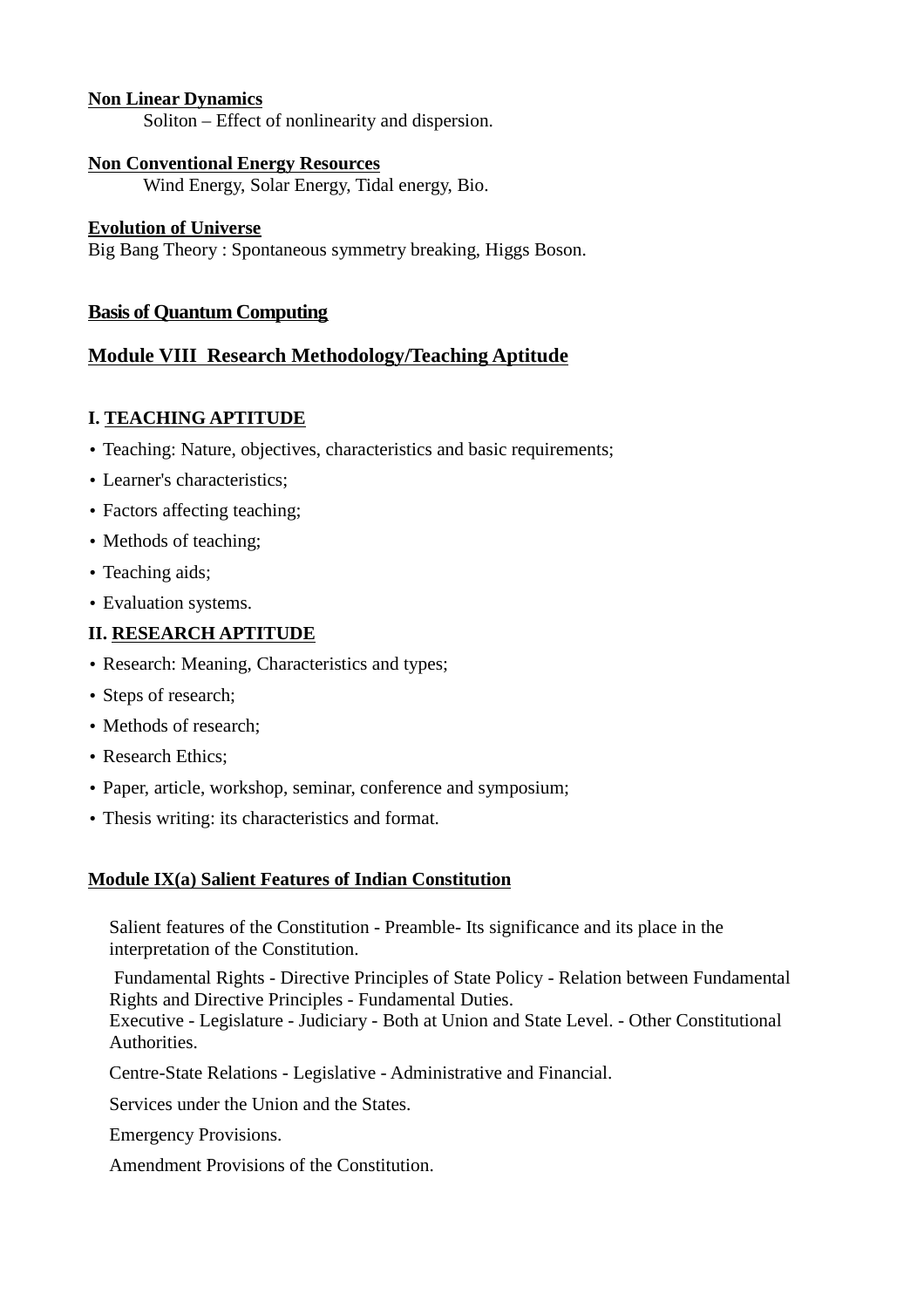**Non Linear Dynamics**

Soliton – Effect of nonlinearity and dispersion.

**Non Conventional Energy Resources**

Wind Energy, Solar Energy, Tidal energy, Bio.

**Evolution of Universe**

Big Bang Theory : Spontaneous symmetry breaking, Higgs Boson.

**Basis of Quantum Computing**

## Module VIII Research Methodology/Teaching Aptitude

### I. TEACHING APTITUDE

- Teaching: Nature, objectives, characteristics and basic requirements;
- Learner's characteristics;
- Factors affecting teaching;
- Methods of teaching;
- Teaching aids;
- Evaluation systems.

### II. RESEARCH APTITUDE

- Research: Meaning, Characteristics and types;
- Steps of research;
- Methods of research;
- Research Ethics;
- Paper, article, workshop, seminar, conference and symposium;
- Thesis writing: its characteristics and format.

## Module IX(a) Salient Features of Indian Constitution

Salient features of the Constitution - Preamble- Its significance and its place in the interpretation of the Constitution.

Fundamental Rights - Directive Principles of State Policy - Relation between Fundamental Rights and Directive Principles - Fundamental Duties.
Executive - Legislature - Judiciary - Both at Union and State Level. - Other Constitutional Authorities.

Centre-State Relations - Legislative - Administrative and Financial.

Services under the Union and the States.

Emergency Provisions.

Amendment Provisions of the Constitution.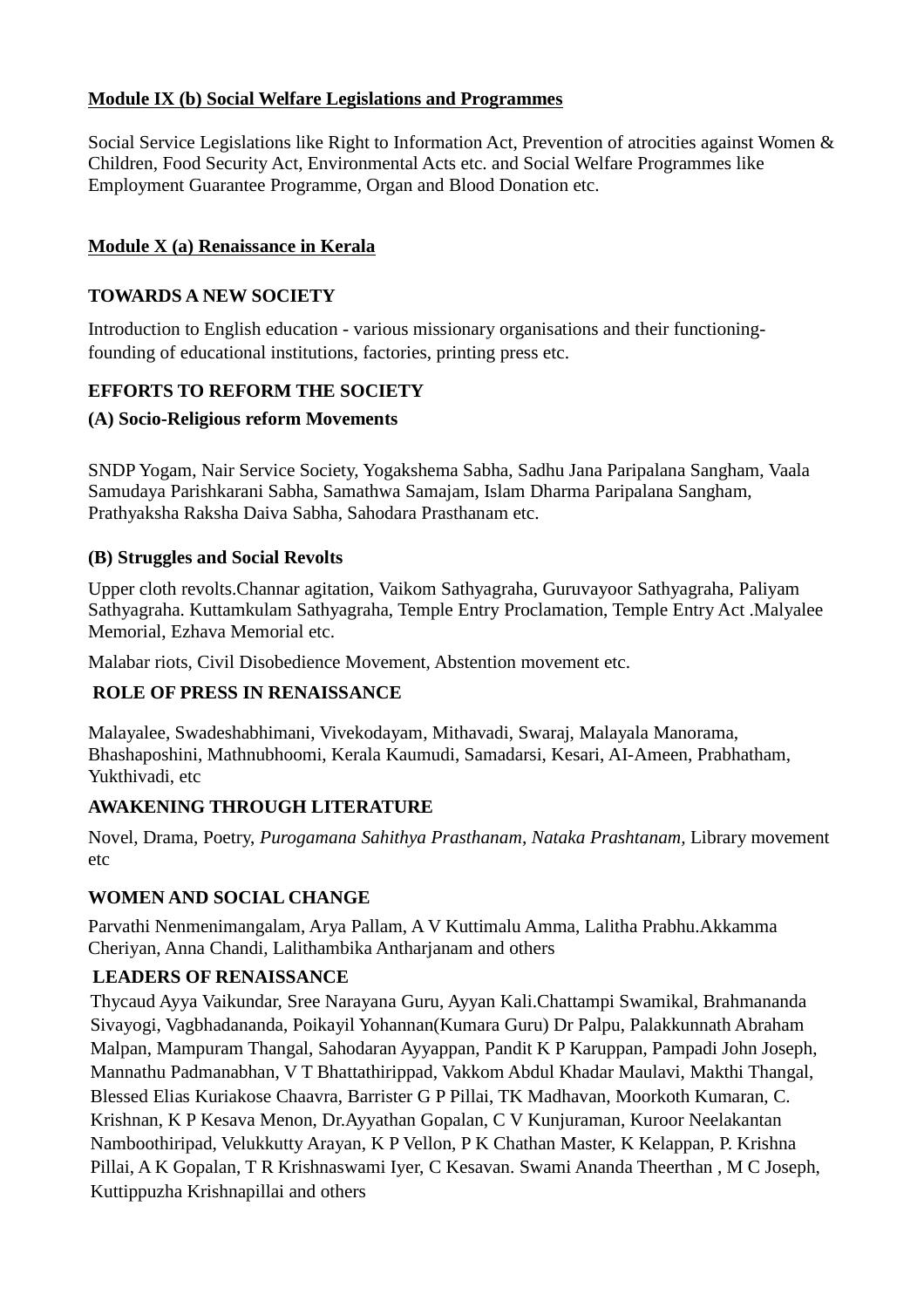**<u>Module IX (b) Social Welfare Legislations and Programmes</u>**

Social Service Legislations like Right to Information Act, Prevention of atrocities against Women & Children, Food Security Act, Environmental Acts etc. and Social Welfare Programmes like Employment Guarantee Programme, Organ and Blood Donation etc.

**<u>Module X (a) Renaissance in Kerala</u>**

**TOWARDS A NEW SOCIETY**

Introduction to English education - various missionary organisations and their functioning-founding of educational institutions, factories, printing press etc.

**EFFORTS TO REFORM THE SOCIETY**

**(A) Socio-Religious reform Movements**

SNDP Yogam, Nair Service Society, Yogakshema Sabha, Sadhu Jana Paripalana Sangham, Vaala Samudaya Parishkarani Sabha, Samathwa Samajam, Islam Dharma Paripalana Sangham, Prathyaksha Raksha Daiva Sabha, Sahodara Prasthanam etc.

**(B) Struggles and Social Revolts**

Upper cloth revolts.Channar agitation, Vaikom Sathyagraha, Guruvayoor Sathyagraha, Paliyam Sathyagraha. Kuttamkulam Sathyagraha, Temple Entry Proclamation, Temple Entry Act .Malyalee Memorial, Ezhava Memorial etc.

Malabar riots, Civil Disobedience Movement, Abstention movement etc.

**ROLE OF PRESS IN RENAISSANCE**

Malayalee, Swadeshabhimani, Vivekodayam, Mithavadi, Swaraj, Malayala Manorama, Bhashaposhini, Mathnubhoomi, Kerala Kaumudi, Samadarsi, Kesari, AI-Ameen, Prabhatham, Yukthivadi, etc

**AWAKENING THROUGH LITERATURE**

Novel, Drama, Poetry, *Purogamana Sahithya Prasthanam*, *Nataka Prashtanam*, Library movement etc

**WOMEN AND SOCIAL CHANGE**

Parvathi Nenmenimangalam, Arya Pallam, A V Kuttimalu Amma, Lalitha Prabhu.Akkamma Cheriyan, Anna Chandi, Lalithambika Antharjanam and others

**LEADERS OF RENAISSANCE**

Thycaud Ayya Vaikundar, Sree Narayana Guru, Ayyan Kali.Chattampi Swamikal, Brahmananda Sivayogi, Vagbhadananda, Poikayil Yohannan(Kumara Guru) Dr Palpu, Palakkunnath Abraham Malpan, Mampuram Thangal, Sahodaran Ayyappan, Pandit K P Karuppan, Pampadi John Joseph, Mannathu Padmanabhan, V T Bhattathirippad, Vakkom Abdul Khadar Maulavi, Makthi Thangal, Blessed Elias Kuriakose Chaavra, Barrister G P Pillai, TK Madhavan, Moorkoth Kumaran, C. Krishnan, K P Kesava Menon, Dr.Ayyathan Gopalan, C V Kunjuraman, Kuroor Neelakantan Namboothiripad, Velukkutty Arayan, K P Vellon, P K Chathan Master, K Kelappan, P. Krishna Pillai, A K Gopalan, T R Krishnaswami Iyer, C Kesavan. Swami Ananda Theerthan , M C Joseph, Kuttippuzha Krishnapillai and others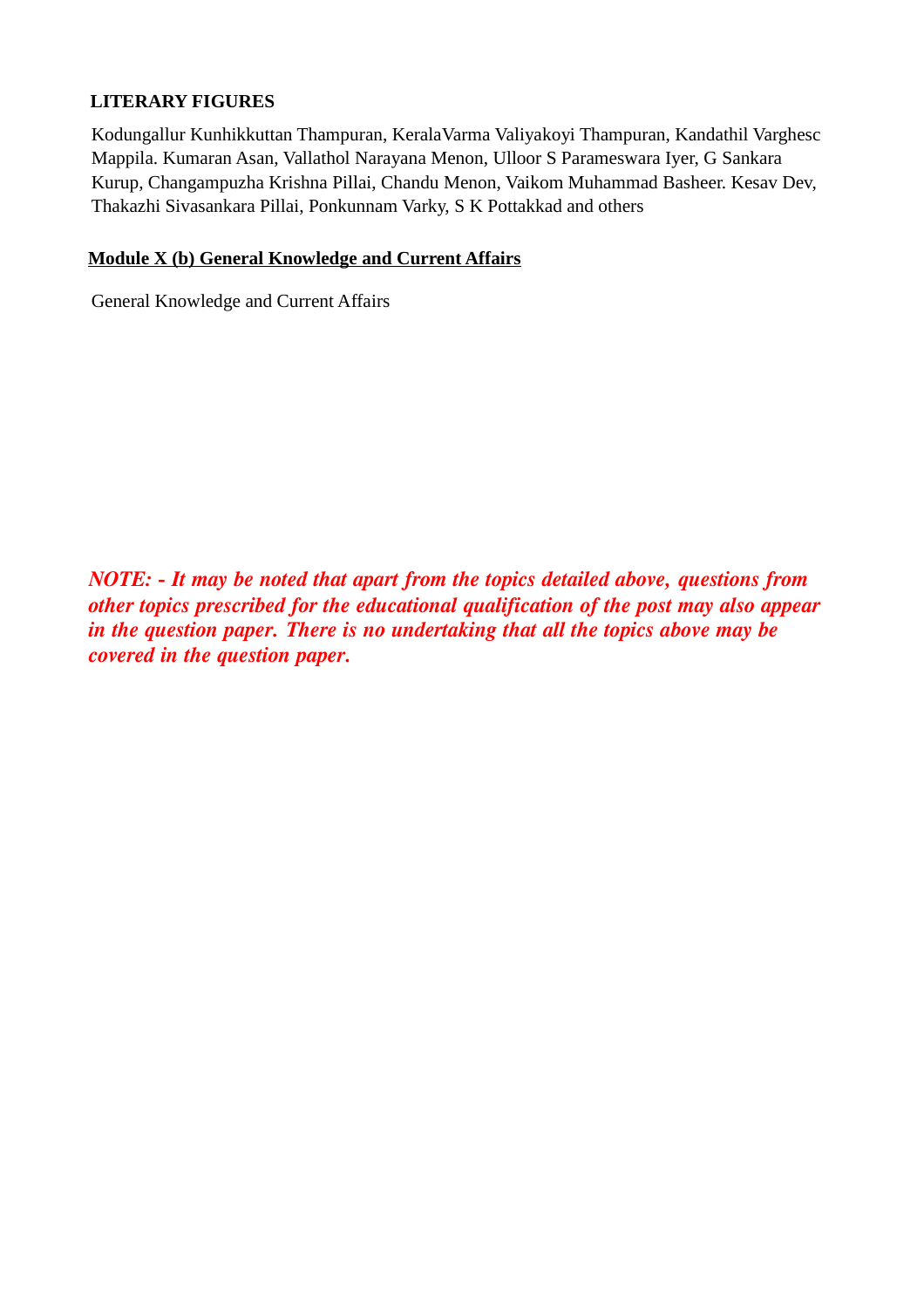**LITERARY FIGURES**

Kodungallur Kunhikkuttan Thampuran, KeralaVarma Valiyakoyi Thampuran, Kandathil Varghesc Mappila. Kumaran Asan, Vallathol Narayana Menon, Ulloor S Parameswara Iyer, G Sankara Kurup, Changampuzha Krishna Pillai, Chandu Menon, Vaikom Muhammad Basheer. Kesav Dev, Thakazhi Sivasankara Pillai, Ponkunnam Varky, S K Pottakkad and others

## Module X (b) General Knowledge and Current Affairs

General Knowledge and Current Affairs

***NOTE: - It may be noted that apart from the topics detailed above, questions from other topics prescribed for the educational qualification of the post may also appear in the question paper. There is no undertaking that all the topics above may be covered in the question paper.***